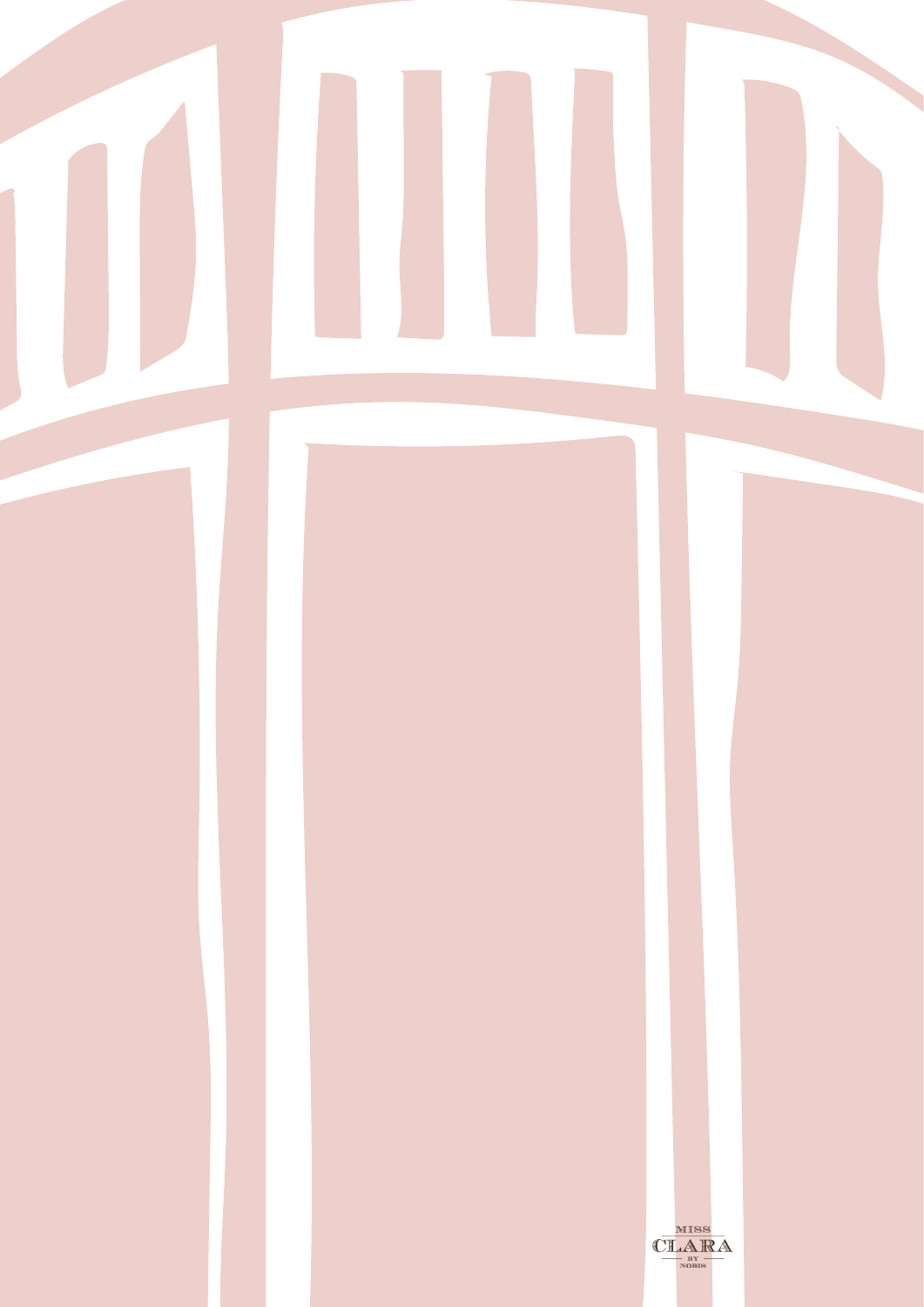MISS
CLARA
BY
NOBIS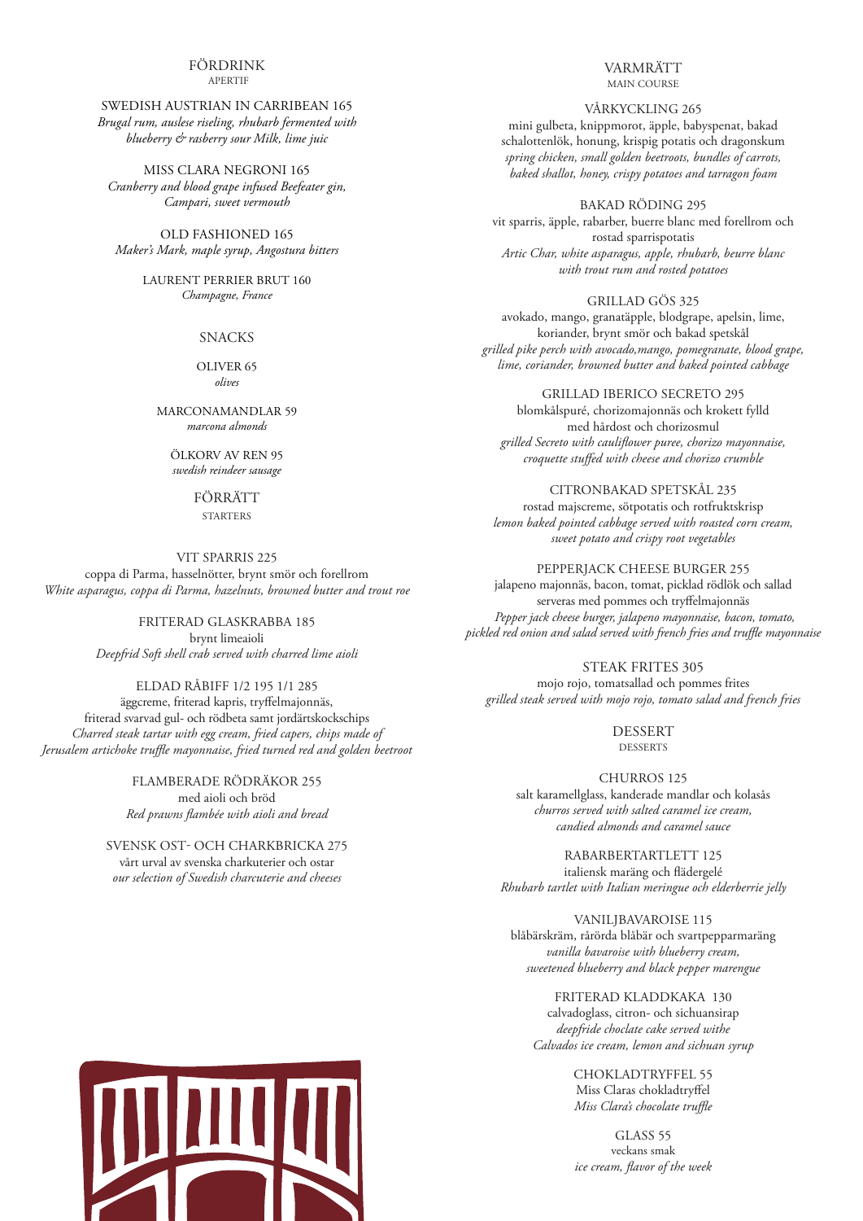## FÖRDRINK
APERTIF

SWEDISH AUSTRIAN IN CARRIBEAN 165
*Brugal rum, auslese riseling, rhubarb fermented with blueberry & rasberry sour Milk, lime juic*

MISS CLARA NEGRONI 165
*Cranberry and blood grape infused Beefeater gin, Campari, sweet vermouth*

OLD FASHIONED 165
*Maker's Mark, maple syrup, Angostura bitters*

LAURENT PERRIER BRUT 160
*Champagne, France*

## SNACKS

OLIVER 65
*olives*

MARCONAMANDLAR 59
*marcona almonds*

ÖLKORV AV REN 95
*swedish reindeer sausage*

## FÖRRÄTT
STARTERS

VIT SPARRIS 225
coppa di Parma, hasselnötter, brynt smör och forellrom
*White asparagus, coppa di Parma, hazelnuts, browned butter and trout roe*

FRITERAD GLASKRABBA 185
brynt limeaioli
*Deepfrid Soft shell crab served with charred lime aioli*

ELDAD RÅBIFF 1/2 195 1/1 285
äggcreme, friterad kapris, tryffelmajonnäs, friterad svarvad gul- och rödbeta samt jordärtskockschips
*Charred steak tartar with egg cream, fried capers, chips made of Jerusalem artichoke truffle mayonnaise, fried turned red and golden beetroot*

FLAMBERADE RÖDRÄKOR 255
med aioli och bröd
*Red prawns flambée with aioli and bread*

SVENSK OST- OCH CHARKBRICKA 275
vårt urval av svenska charkuterier och ostar
*our selection of Swedish charcuterie and cheeses*

## VARMRÄTT
MAIN COURSE

VÅRKYCKLING 265
mini gulbeta, knippmorot, äpple, babyspenat, bakad schalottenlök, honung, krispig potatis och dragonskum
*spring chicken, small golden beetroots, bundles of carrots, baked shallot, honey, crispy potatoes and tarragon foam*

BAKAD RÖDING 295
vit sparris, äpple, rabarber, buerre blanc med forellrom och rostad sparrispotatis
*Artic Char, white asparagus, apple, rhubarb, beurre blanc with trout rum and rosted potatoes*

GRILLAD GÖS 325
avokado, mango, granatäpple, blodgrape, apelsin, lime, koriander, brynt smör och bakad spetskål
*grilled pike perch with avocado,mango, pomegranate, blood grape, lime, coriander, browned butter and baked pointed cabbage*

GRILLAD IBERICO SECRETO 295
blomkålspuré, chorizomajonnäs och krokett fylld med hårdost och chorizosmul
*grilled Secreto with cauliflower puree, chorizo mayonnaise, croquette stuffed with cheese and chorizo crumble*

CITRONBAKAD SPETSKÅL 235
rostad majscreme, sötpotatis och rotfruktskrisp
*lemon baked pointed cabbage served with roasted corn cream, sweet potato and crispy root vegetables*

PEPPERJACK CHEESE BURGER 255
jalapeno majonnäs, bacon, tomat, picklad rödlök och sallad serveras med pommes och tryffelmajonnäs
*Pepper jack cheese burger, jalapeno mayonnaise, bacon, tomato, pickled red onion and salad served with french fries and truffle mayonnaise*

STEAK FRITES 305
mojo rojo, tomatsallad och pommes frites
*grilled steak served with mojo rojo, tomato salad and french fries*

## DESSERT
DESSERTS

CHURROS 125
salt karamellglass, kanderade mandlar och kolasås
*churros served with salted caramel ice cream, candied almonds and caramel sauce*

RABARBERTARTLETT 125
italiensk maräng och flädergelé
*Rhubarb tartlet with Italian meringue och elderberrie jelly*

VANILJBAVAROISE 115
blåbärskräm, rårörda blåbär och svartpepparmaräng
*vanilla bavaroise with blueberry cream, sweetened blueberry and black pepper marengue*

FRITERAD KLADDKAKA 130
calvadoglass, citron- och sichuansirap
*deepfride choclate cake served withe Calvados ice cream, lemon and sichuan syrup*

CHOKLADTRYFFEL 55
Miss Claras chokladtryffel
*Miss Clara's chocolate truffle*

GLASS 55
veckans smak
*ice cream, flavor of the week*